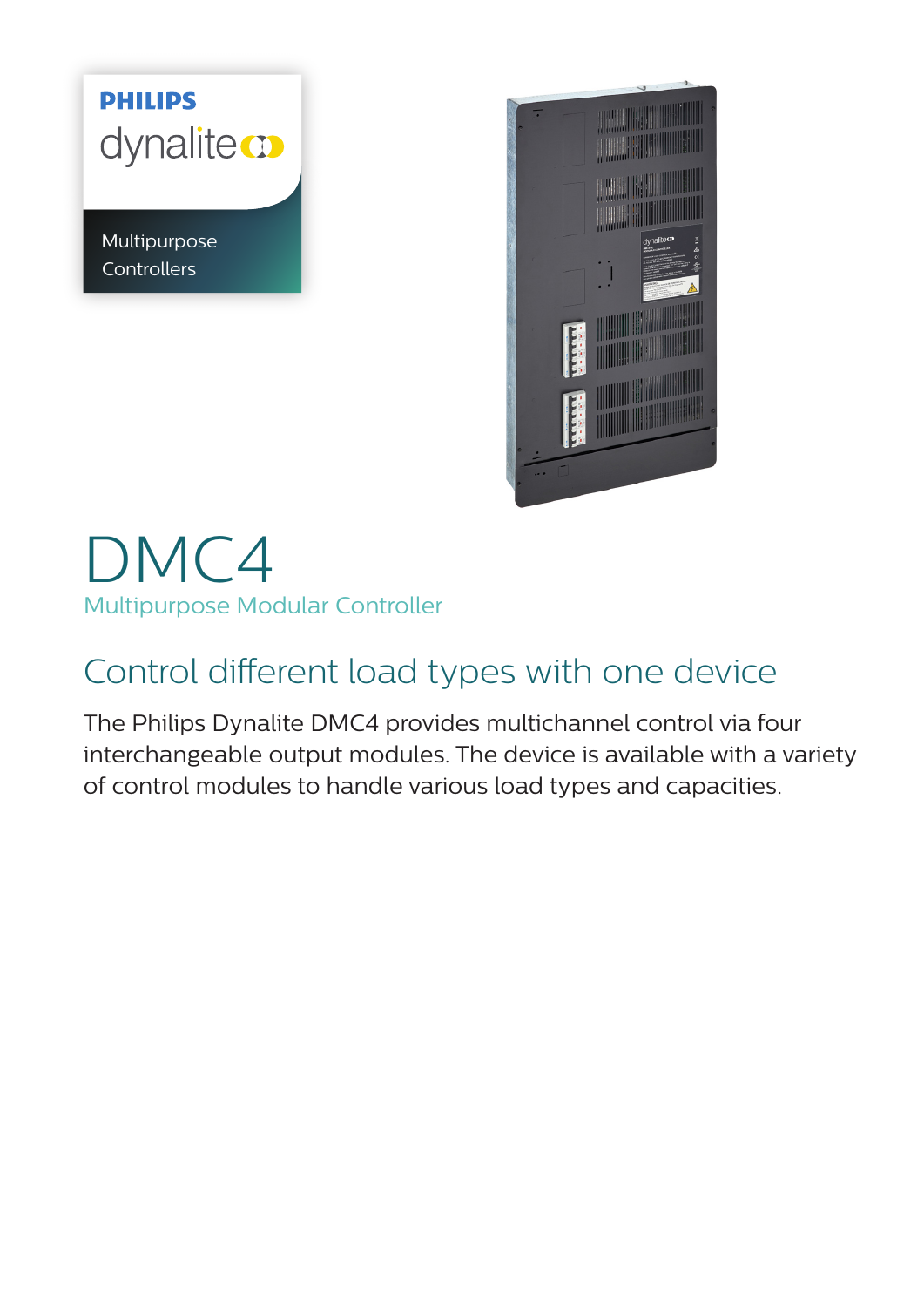PHILIPS

dynalite

Multipurpose Controllers

# DMC4

Multipurpose Modular Controller

## Control different load types with one device

The Philips Dynalite DMC4 provides multichannel control via four interchangeable output modules. The device is available with a variety of control modules to handle various load types and capacities.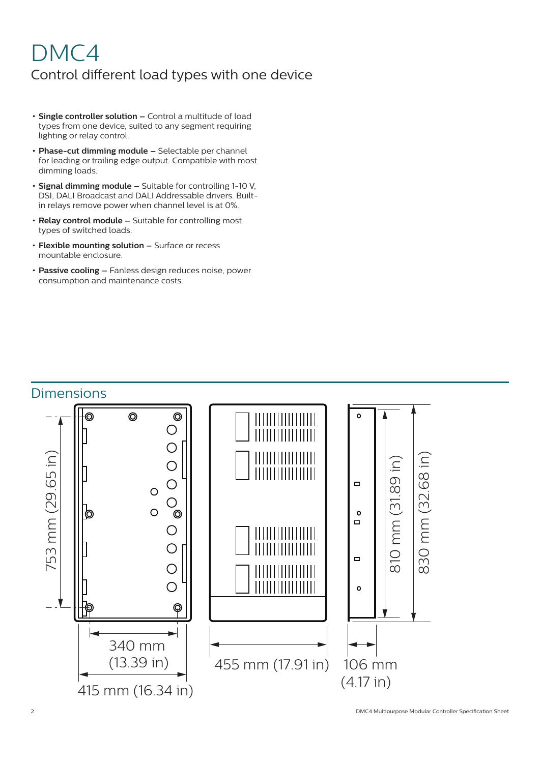# DMC4

## Control different load types with one device

- **Single controller solution –** Control a multitude of load types from one device, suited to any segment requiring lighting or relay control.
- **Phase-cut dimming module –** Selectable per channel for leading or trailing edge output. Compatible with most dimming loads.
- **Signal dimming module –** Suitable for controlling 1-10 V, DSI, DALI Broadcast and DALI Addressable drivers. Built-in relays remove power when channel level is at 0%.
- **Relay control module –** Suitable for controlling most types of switched loads.
- **Flexible mounting solution –** Surface or recess mountable enclosure.
- **Passive cooling –** Fanless design reduces noise, power consumption and maintenance costs.

## Dimensions

753 mm (29.65 in)

340 mm (13.39 in)

415 mm (16.34 in)

455 mm (17.91 in)

106 mm (4.17 in)

810 mm (31.89 in)

830 mm (32.68 in)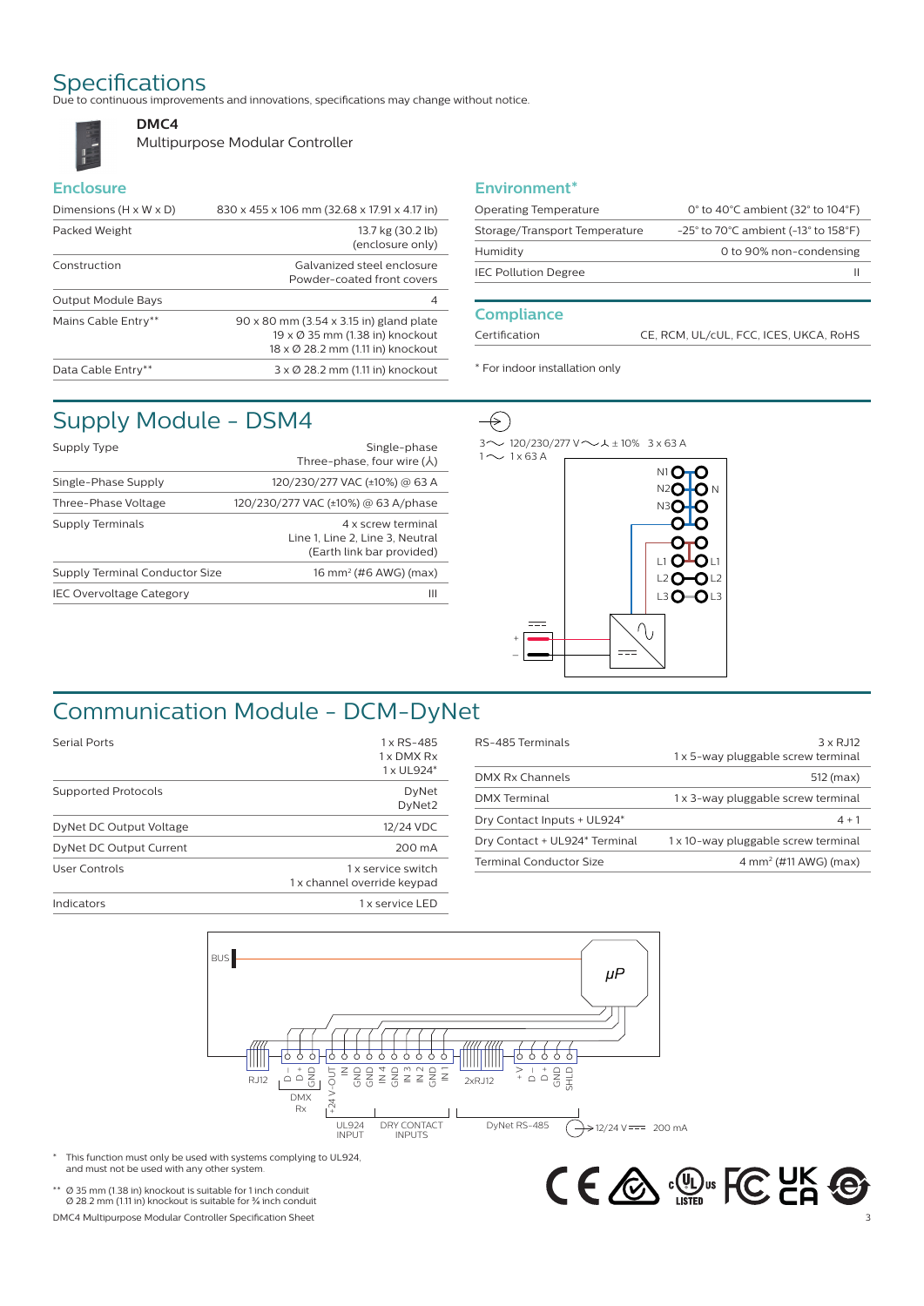# Specifications

Due to continuous improvements and innovations, specifications may change without notice.

**DMC4**

Multipurpose Modular Controller

## Enclosure

| | |
|---|---|
| Dimensions (H x W x D) | 830 x 455 x 106 mm (32.68 x 17.91 x 4.17 in) |
| Packed Weight | 13.7 kg (30.2 lb) (enclosure only) |
| Construction | Galvanized steel enclosure Powder-coated front covers |
| Output Module Bays | 4 |
| Mains Cable Entry** | 90 x 80 mm (3.54 x 3.15 in) gland plate<br>19 x Ø 35 mm (1.38 in) knockout<br>18 x Ø 28.2 mm (1.11 in) knockout |
| Data Cable Entry** | 3 x Ø 28.2 mm (1.11 in) knockout |

## Environment*

| | |
|---|---|
| Operating Temperature | 0° to 40°C ambient (32° to 104°F) |
| Storage/Transport Temperature | -25° to 70°C ambient (-13° to 158°F) |
| Humidity | 0 to 90% non-condensing |
| IEC Pollution Degree | II |

## Compliance

| | |
|---|---|
| Certification | CE, RCM, UL/cUL, FCC, ICES, UKCA, RoHS |

* For indoor installation only

## Supply Module - DSM4

| | |
|---|---|
| Supply Type | Single-phase<br>Three-phase, four wire (⅄) |
| Single-Phase Supply | 120/230/277 VAC (±10%) @ 63 A |
| Three-Phase Voltage | 120/230/277 VAC (±10%) @ 63 A/phase |
| Supply Terminals | 4 x screw terminal<br>Line 1, Line 2, Line 3, Neutral<br>(Earth link bar provided) |
| Supply Terminal Conductor Size | 16 mm² (#6 AWG) (max) |
| IEC Overvoltage Category | III |

3~ 120/230/277 V ~ ⅄ ± 10% 3 x 63 A
1~ 1 x 63 A

N1, N2, N3 — N; L1, L2, L3; + −

## Communication Module - DCM-DyNet

| | |
|---|---|
| Serial Ports | 1 x RS-485<br>1 x DMX Rx<br>1 x UL924* |
| Supported Protocols | DyNet<br>DyNet2 |
| DyNet DC Output Voltage | 12/24 VDC |
| DyNet DC Output Current | 200 mA |
| User Controls | 1 x service switch<br>1 x channel override keypad |
| Indicators | 1 x service LED |

| | |
|---|---|
| RS-485 Terminals | 3 x RJ12<br>1 x 5-way pluggable screw terminal |
| DMX Rx Channels | 512 (max) |
| DMX Terminal | 1 x 3-way pluggable screw terminal |
| Dry Contact Inputs + UL924* | 4 + 1 |
| Dry Contact + UL924* Terminal | 1 x 10-way pluggable screw terminal |
| Terminal Conductor Size | 4 mm² (#11 AWG) (max) |

BUS, μP, RJ12, D−, D+, GND (DMX Rx), +24 V-OUT, IN, GND, GND, IN 4, GND, IN 3, IN 2, GND, IN 1 (UL924 INPUT, DRY CONTACT INPUTS), 2xRJ12, +V, D−, D+, GND, SHLD (DyNet RS-485), 12/24 V ⎓ 200 mA

\* This function must only be used with systems complying to UL924, and must not be used with any other system.

\*\* Ø 35 mm (1.38 in) knockout is suitable for 1 inch conduit
Ø 28.2 mm (1.11 in) knockout is suitable for ¾ inch conduit

DMC4 Multipurpose Modular Controller Specification Sheet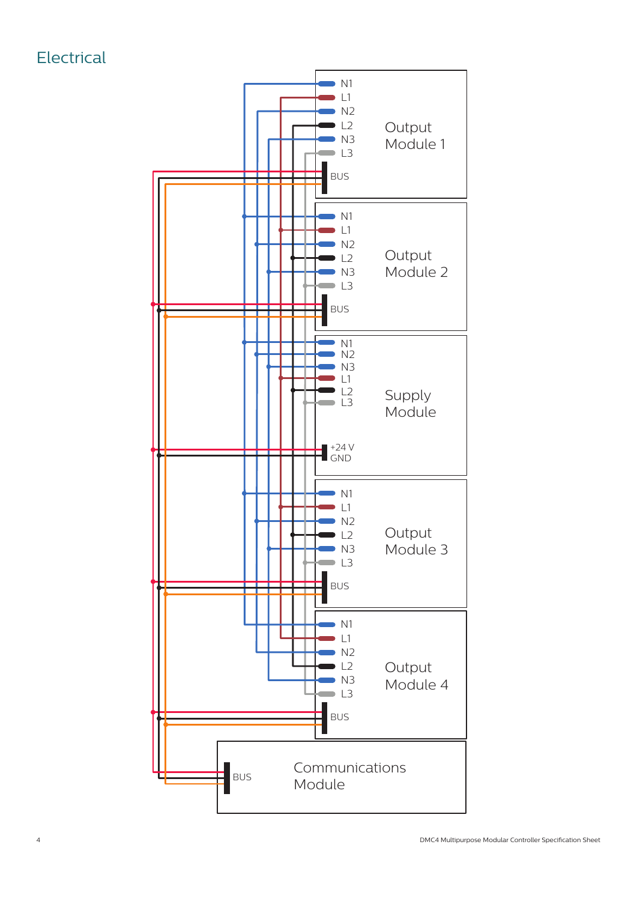# Electrical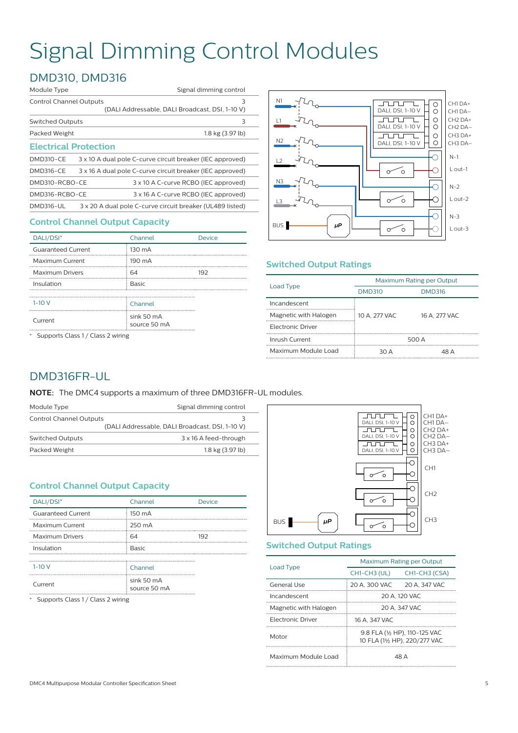# Signal Dimming Control Modules

## DMD310, DMD316

| Module Type | Signal dimming control |
|---|---|
| Control Channel Outputs | 3 (DALI Addressable, DALI Broadcast, DSI, 1-10 V) |
| Switched Outputs | 3 |
| Packed Weight | 1.8 kg (3.97 lb) |

### Electrical Protection

| | |
|---|---|
| DMD310-CE | 3 x 10 A dual pole C-curve circuit breaker (IEC approved) |
| DMD316-CE | 3 x 16 A dual pole C-curve circuit breaker (IEC approved) |
| DMD310-RCBO-CE | 3 x 10 A C-curve RCBO (IEC approved) |
| DMD316-RCBO-CE | 3 x 16 A C-curve RCBO (IEC approved) |
| DMD316-UL | 3 x 20 A dual pole C-curve circuit breaker (UL489 listed) |

### Control Channel Output Capacity

| DALI/DSI* | Channel | Device |
|---|---|---|
| Guaranteed Current | 130 mA | |
| Maximum Current | 190 mA | |
| Maximum Drivers | 64 | 192 |
| Insulation | Basic | |

| 1-10 V | Channel |
|---|---|
| Current | sink 50 mA<br>source 50 mA |

\* Supports Class 1 / Class 2 wiring

### Switched Output Ratings

| Load Type | Maximum Rating per Output | |
|---|---|---|
| | DMD310 | DMD316 |
| Incandescent | 10 A, 277 VAC | 16 A, 277 VAC |
| Magnetic with Halogen | 10 A, 277 VAC | 16 A, 277 VAC |
| Electronic Driver | 10 A, 277 VAC | 16 A, 277 VAC |
| Inrush Current | 500 A | |
| Maximum Module Load | 30 A | 48 A |

## DMD316FR-UL

**NOTE:** The DMC4 supports a maximum of three DMD316FR-UL modules.

| Module Type | Signal dimming control |
|---|---|
| Control Channel Outputs | 3 (DALI Addressable, DALI Broadcast, DSI, 1-10 V) |
| Switched Outputs | 3 x 16 A feed-through |
| Packed Weight | 1.8 kg (3.97 lb) |

### Control Channel Output Capacity

| DALI/DSI* | Channel | Device |
|---|---|---|
| Guaranteed Current | 150 mA | |
| Maximum Current | 250 mA | |
| Maximum Drivers | 64 | 192 |
| Insulation | Basic | |

| 1-10 V | Channel |
|---|---|
| Current | sink 50 mA<br>source 50 mA |

\* Supports Class 1 / Class 2 wiring

### Switched Output Ratings

| Load Type | Maximum Rating per Output | |
|---|---|---|
| | CH1-CH3 (UL) | CH1-CH3 (CSA) |
| General Use | 20 A, 300 VAC | 20 A, 347 VAC |
| Incandescent | 20 A, 120 VAC | |
| Magnetic with Halogen | 20 A, 347 VAC | |
| Electronic Driver | 16 A, 347 VAC | |
| Motor | 9.8 FLA (½ HP), 110-125 VAC<br>10 FLA (1½ HP), 220/277 VAC | |
| Maximum Module Load | 48 A | |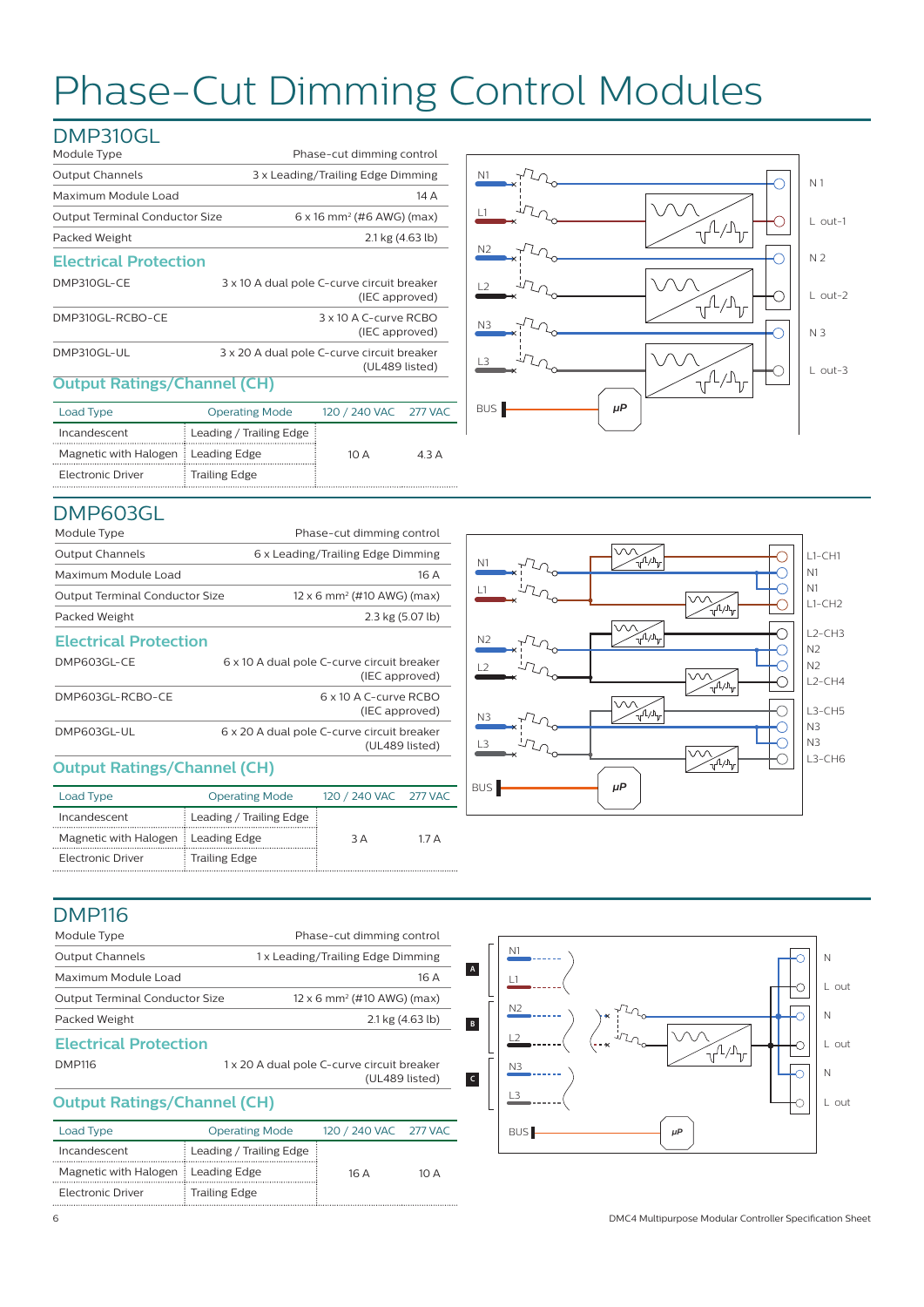# Phase-Cut Dimming Control Modules

## DMP310GL

| Module Type | Phase-cut dimming control |
|---|---|
| Output Channels | 3 x Leading/Trailing Edge Dimming |
| Maximum Module Load | 14 A |
| Output Terminal Conductor Size | 6 x 16 mm² (#6 AWG) (max) |
| Packed Weight | 2.1 kg (4.63 lb) |

### Electrical Protection

| | |
|---|---|
| DMP310GL-CE | 3 x 10 A dual pole C-curve circuit breaker (IEC approved) |
| DMP310GL-RCBO-CE | 3 x 10 A C-curve RCBO (IEC approved) |
| DMP310GL-UL | 3 x 20 A dual pole C-curve circuit breaker (UL489 listed) |

### Output Ratings/Channel (CH)

| Load Type | Operating Mode | 120 / 240 VAC | 277 VAC |
|---|---|---|---|
| Incandescent | Leading / Trailing Edge | 10 A | 4.3 A |
| Magnetic with Halogen | Leading Edge | | |
| Electronic Driver | Trailing Edge | | |

N1, L1, N2, L2, N3, L3, BUS, μP — N 1, L out-1, N 2, L out-2, N 3, L out-3

## DMP603GL

| Module Type | Phase-cut dimming control |
|---|---|
| Output Channels | 6 x Leading/Trailing Edge Dimming |
| Maximum Module Load | 16 A |
| Output Terminal Conductor Size | 12 x 6 mm² (#10 AWG) (max) |
| Packed Weight | 2.3 kg (5.07 lb) |

### Electrical Protection

| | |
|---|---|
| DMP603GL-CE | 6 x 10 A dual pole C-curve circuit breaker (IEC approved) |
| DMP603GL-RCBO-CE | 6 x 10 A C-curve RCBO (IEC approved) |
| DMP603GL-UL | 6 x 20 A dual pole C-curve circuit breaker (UL489 listed) |

### Output Ratings/Channel (CH)

| Load Type | Operating Mode | 120 / 240 VAC | 277 VAC |
|---|---|---|---|
| Incandescent | Leading / Trailing Edge | 3 A | 1.7 A |
| Magnetic with Halogen | Leading Edge | | |
| Electronic Driver | Trailing Edge | | |

N1, L1, N2, L2, N3, L3, BUS, μP — L1-CH1, N1, N1, L1-CH2, L2-CH3, N2, N2, L2-CH4, L3-CH5, N3, N3, L3-CH6

## DMP116

| Module Type | Phase-cut dimming control |
|---|---|
| Output Channels | 1 x Leading/Trailing Edge Dimming |
| Maximum Module Load | 16 A |
| Output Terminal Conductor Size | 12 x 6 mm² (#10 AWG) (max) |
| Packed Weight | 2.1 kg (4.63 lb) |

### Electrical Protection

| | |
|---|---|
| DMP116 | 1 x 20 A dual pole C-curve circuit breaker (UL489 listed) |

### Output Ratings/Channel (CH)

| Load Type | Operating Mode | 120 / 240 VAC | 277 VAC |
|---|---|---|---|
| Incandescent | Leading / Trailing Edge | 16 A | 10 A |
| Magnetic with Halogen | Leading Edge | | |
| Electronic Driver | Trailing Edge | | |

A, B, C — N1, L1, N2, L2, N3, L3, BUS, μP — N, L out, N, L out, N, L out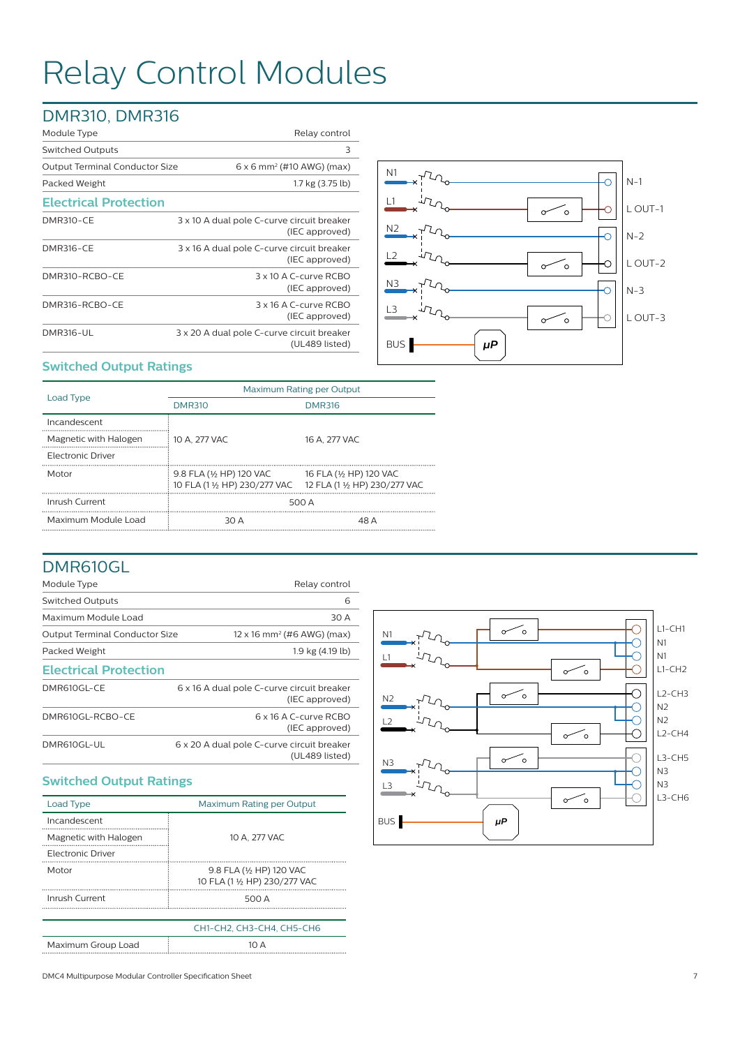# Relay Control Modules

## DMR310, DMR316

| | |
|---|---|
| Module Type | Relay control |
| Switched Outputs | 3 |
| Output Terminal Conductor Size | 6 x 6 mm² (#10 AWG) (max) |
| Packed Weight | 1.7 kg (3.75 lb) |

### Electrical Protection

| | |
|---|---|
| DMR310-CE | 3 x 10 A dual pole C-curve circuit breaker (IEC approved) |
| DMR316-CE | 3 x 16 A dual pole C-curve circuit breaker (IEC approved) |
| DMR310-RCBO-CE | 3 x 10 A C-curve RCBO (IEC approved) |
| DMR316-RCBO-CE | 3 x 16 A C-curve RCBO (IEC approved) |
| DMR316-UL | 3 x 20 A dual pole C-curve circuit breaker (UL489 listed) |

N1, L1, N2, L2, N3, L3, BUS, μP, N-1, L OUT-1, N-2, L OUT-2, N-3, L OUT-3

### Switched Output Ratings

| Load Type | Maximum Rating per Output | |
|---|---|---|
| | DMR310 | DMR316 |
| Incandescent | 10 A, 277 VAC | 16 A, 277 VAC |
| Magnetic with Halogen | 10 A, 277 VAC | 16 A, 277 VAC |
| Electronic Driver | 10 A, 277 VAC | 16 A, 277 VAC |
| Motor | 9.8 FLA (½ HP) 120 VAC<br>10 FLA (1 ½ HP) 230/277 VAC | 16 FLA (½ HP) 120 VAC<br>12 FLA (1 ½ HP) 230/277 VAC |
| Inrush Current | 500 A | |
| Maximum Module Load | 30 A | 48 A |

## DMR610GL

| | |
|---|---|
| Module Type | Relay control |
| Switched Outputs | 6 |
| Maximum Module Load | 30 A |
| Output Terminal Conductor Size | 12 x 16 mm² (#6 AWG) (max) |
| Packed Weight | 1.9 kg (4.19 lb) |

### Electrical Protection

| | |
|---|---|
| DMR610GL-CE | 6 x 16 A dual pole C-curve circuit breaker (IEC approved) |
| DMR610GL-RCBO-CE | 6 x 16 A C-curve RCBO (IEC approved) |
| DMR610GL-UL | 6 x 20 A dual pole C-curve circuit breaker (UL489 listed) |

N1, L1, N2, L2, N3, L3, BUS, μP, L1-CH1, N1, N1, L1-CH2, L2-CH3, N2, N2, L2-CH4, L3-CH5, N3, N3, L3-CH6

### Switched Output Ratings

| Load Type | Maximum Rating per Output |
|---|---|
| Incandescent | 10 A, 277 VAC |
| Magnetic with Halogen | 10 A, 277 VAC |
| Electronic Driver | 10 A, 277 VAC |
| Motor | 9.8 FLA (½ HP) 120 VAC<br>10 FLA (1 ½ HP) 230/277 VAC |
| Inrush Current | 500 A |

| | CH1-CH2, CH3-CH4, CH5-CH6 |
|---|---|
| Maximum Group Load | 10 A |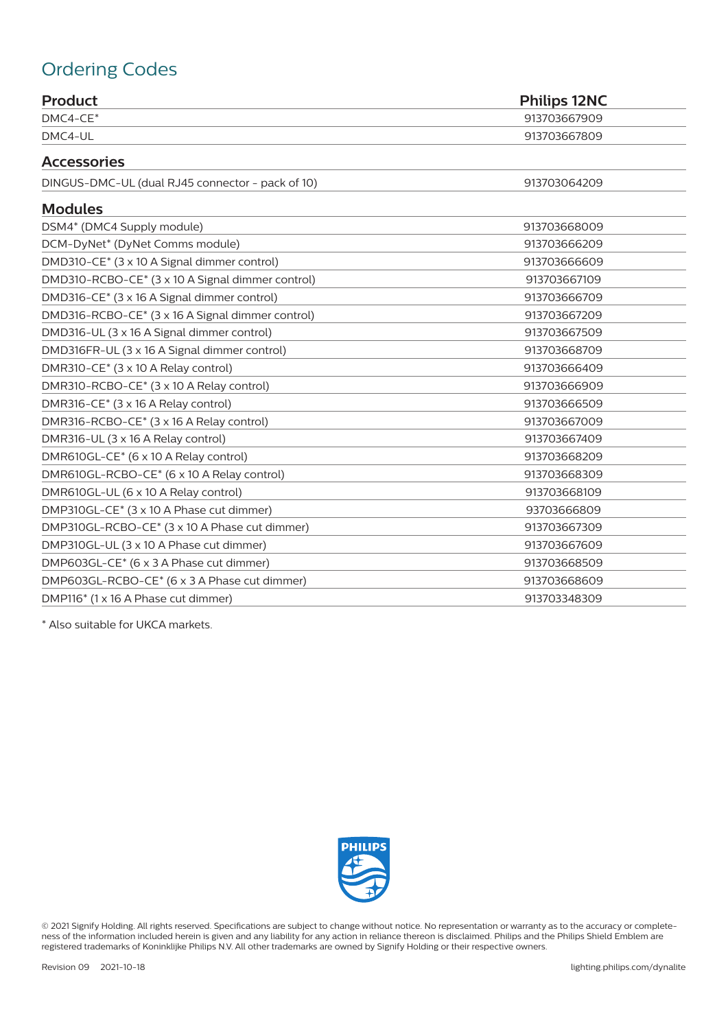## Ordering Codes

| Product | Philips 12NC |
|---|---|
| DMC4-CE* | 913703667909 |
| DMC4-UL | 913703667809 |
| **Accessories** | |
| DINGUS-DMC-UL (dual RJ45 connector - pack of 10) | 913703064209 |
| **Modules** | |
| DSM4* (DMC4 Supply module) | 913703668009 |
| DCM-DyNet* (DyNet Comms module) | 913703666209 |
| DMD310-CE* (3 x 10 A Signal dimmer control) | 913703666609 |
| DMD310-RCBO-CE* (3 x 10 A Signal dimmer control) | 913703667109 |
| DMD316-CE* (3 x 16 A Signal dimmer control) | 913703666709 |
| DMD316-RCBO-CE* (3 x 16 A Signal dimmer control) | 913703667209 |
| DMD316-UL (3 x 16 A Signal dimmer control) | 913703667509 |
| DMD316FR-UL (3 x 16 A Signal dimmer control) | 913703668709 |
| DMR310-CE* (3 x 10 A Relay control) | 913703666409 |
| DMR310-RCBO-CE* (3 x 10 A Relay control) | 913703666909 |
| DMR316-CE* (3 x 16 A Relay control) | 913703666509 |
| DMR316-RCBO-CE* (3 x 16 A Relay control) | 913703667009 |
| DMR316-UL (3 x 16 A Relay control) | 913703667409 |
| DMR610GL-CE* (6 x 10 A Relay control) | 913703668209 |
| DMR610GL-RCBO-CE* (6 x 10 A Relay control) | 913703668309 |
| DMR610GL-UL (6 x 10 A Relay control) | 913703668109 |
| DMP310GL-CE* (3 x 10 A Phase cut dimmer) | 93703666809 |
| DMP310GL-RCBO-CE* (3 x 10 A Phase cut dimmer) | 913703667309 |
| DMP310GL-UL (3 x 10 A Phase cut dimmer) | 913703667609 |
| DMP603GL-CE* (6 x 3 A Phase cut dimmer) | 913703668509 |
| DMP603GL-RCBO-CE* (6 x 3 A Phase cut dimmer) | 913703668609 |
| DMP116* (1 x 16 A Phase cut dimmer) | 913703348309 |

\* Also suitable for UKCA markets.

© 2021 Signify Holding. All rights reserved. Specifications are subject to change without notice. No representation or warranty as to the accuracy or completeness of the information included herein is given and any liability for any action in reliance thereon is disclaimed. Philips and the Philips Shield Emblem are registered trademarks of Koninklijke Philips N.V. All other trademarks are owned by Signify Holding or their respective owners.

Revision 09 2021-10-18

lighting.philips.com/dynalite